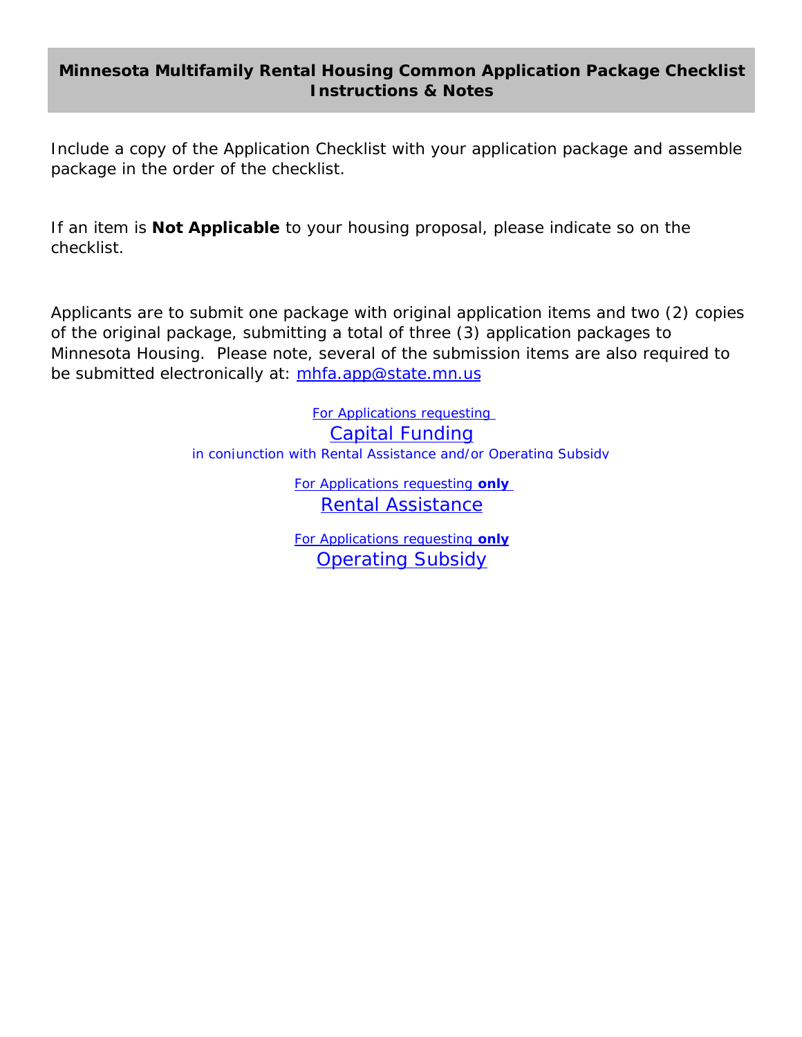# Minnesota Multifamily Rental Housing Common Application Package Checklist Instructions & Notes

Include a copy of the Application Checklist with your application package and assemble package in the order of the checklist.

If an item is **Not Applicable** to your housing proposal, please indicate so on the checklist.

Applicants are to submit one package with original application items and two (2) copies of the original package, submitting a total of three (3) application packages to Minnesota Housing. Please note, several of the submission items are also required to be submitted electronically at: mhfa.app@state.mn.us

For Applications requesting
Capital Funding
in conjunction with Rental Assistance and/or Operating Subsidy

For Applications requesting **only**
Rental Assistance

For Applications requesting **only**
Operating Subsidy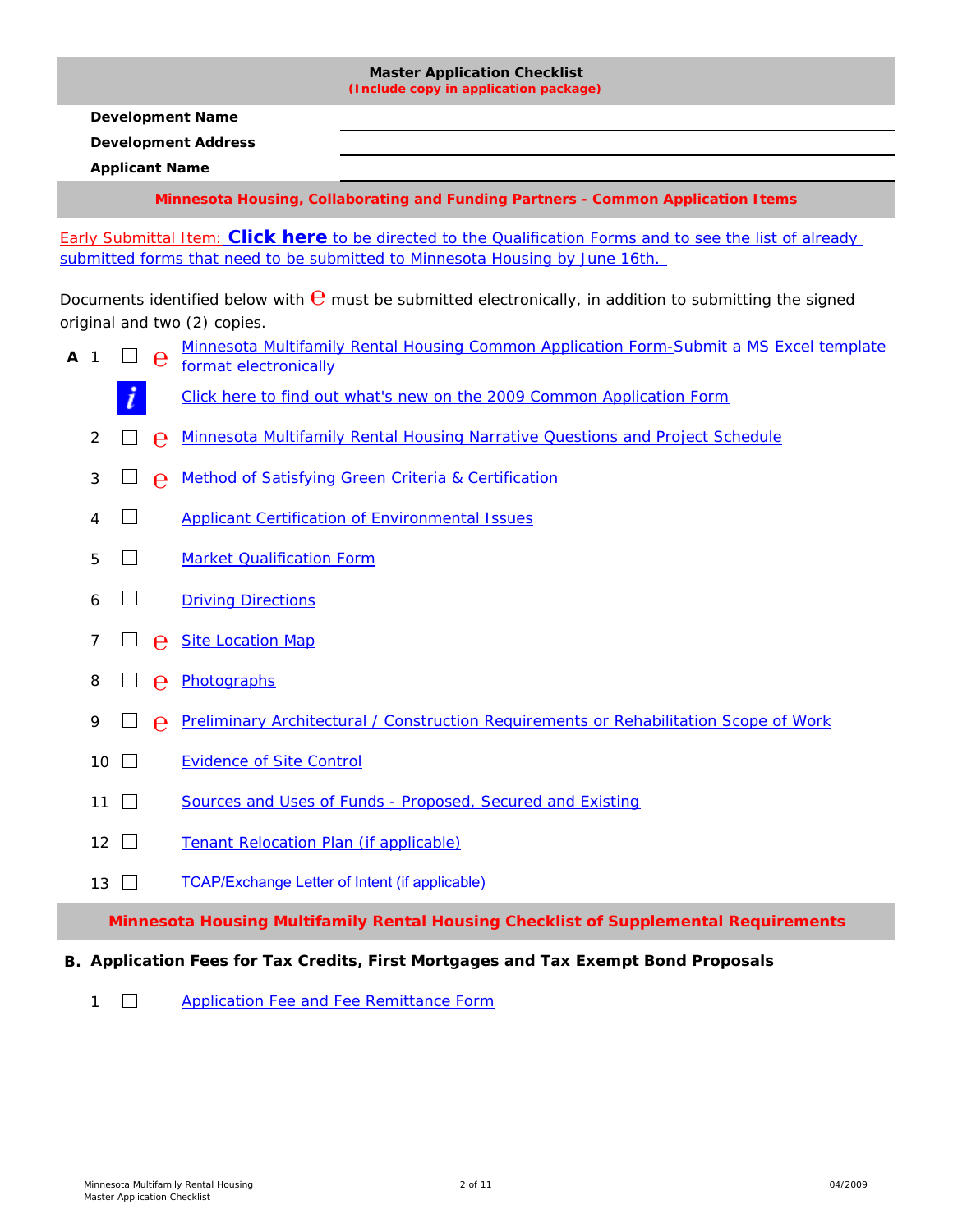# Master Application Checklist

**(Include copy in application package)**

**Development Name** \_\_\_\_\_\_\_\_\_\_\_\_\_\_\_\_\_\_\_\_

**Development Address** \_\_\_\_\_\_\_\_\_\_\_\_\_\_\_\_\_\_\_\_

**Applicant Name** \_\_\_\_\_\_\_\_\_\_\_\_\_\_\_\_\_\_\_\_

## Minnesota Housing, Collaborating and Funding Partners - Common Application Items

Early Submittal Item: **Click here** to be directed to the Qualification Forms and to see the list of already submitted forms that need to be submitted to Minnesota Housing by June 16th.

Documents identified below with e must be submitted electronically, in addition to submitting the signed original and two (2) copies.

**A**

1. ☐ e Minnesota Multifamily Rental Housing Common Application Form-Submit a MS Excel template format electronically
   - *i* Click here to find out what's new on the 2009 Common Application Form
2. ☐ e Minnesota Multifamily Rental Housing Narrative Questions and Project Schedule
3. ☐ e Method of Satisfying Green Criteria & Certification
4. ☐ Applicant Certification of Environmental Issues
5. ☐ Market Qualification Form
6. ☐ Driving Directions
7. ☐ e Site Location Map
8. ☐ e Photographs
9. ☐ e Preliminary Architectural / Construction Requirements or Rehabilitation Scope of Work
10. ☐ Evidence of Site Control
11. ☐ Sources and Uses of Funds - Proposed, Secured and Existing
12. ☐ Tenant Relocation Plan (if applicable)
13. ☐ TCAP/Exchange Letter of Intent (if applicable)

## Minnesota Housing Multifamily Rental Housing Checklist of Supplemental Requirements

**B. Application Fees for Tax Credits, First Mortgages and Tax Exempt Bond Proposals**

1. ☐ Application Fee and Fee Remittance Form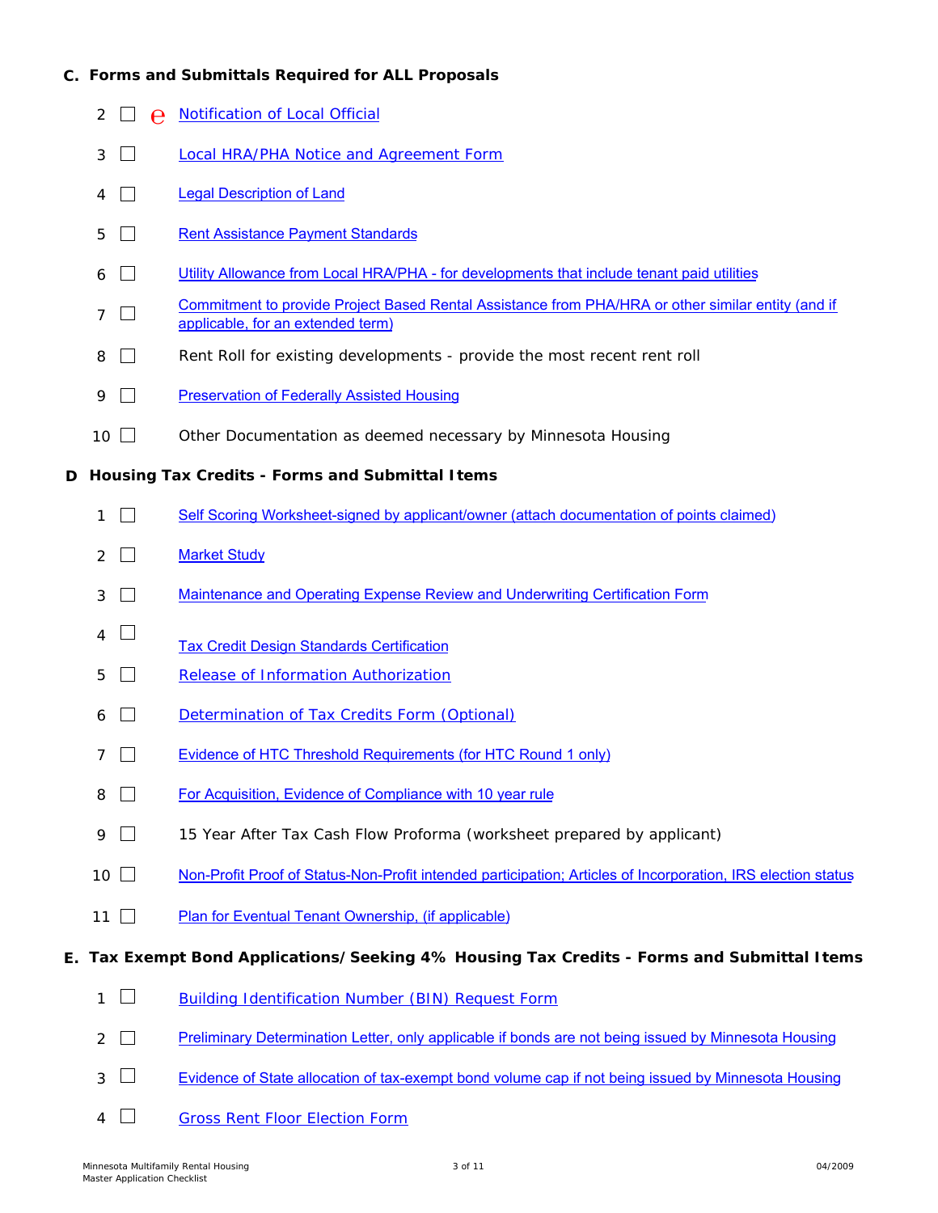## C. Forms and Submittals Required for ALL Proposals

2 ☐ e Notification of Local Official

3 ☐ Local HRA/PHA Notice and Agreement Form

4 ☐ Legal Description of Land

5 ☐ Rent Assistance Payment Standards

6 ☐ Utility Allowance from Local HRA/PHA - for developments that include tenant paid utilities

7 ☐ Commitment to provide Project Based Rental Assistance from PHA/HRA or other similar entity (and if applicable, for an extended term)

8 ☐ Rent Roll for existing developments - provide the most recent rent roll

9 ☐ Preservation of Federally Assisted Housing

10 ☐ Other Documentation as deemed necessary by Minnesota Housing

## D Housing Tax Credits - Forms and Submittal Items

1 ☐ Self Scoring Worksheet-signed by applicant/owner (attach documentation of points claimed)

2 ☐ Market Study

3 ☐ Maintenance and Operating Expense Review and Underwriting Certification Form

4 ☐ Tax Credit Design Standards Certification

5 ☐ Release of Information Authorization

6 ☐ Determination of Tax Credits Form (Optional)

7 ☐ Evidence of HTC Threshold Requirements (for HTC Round 1 only)

8 ☐ For Acquisition, Evidence of Compliance with 10 year rule

9 ☐ 15 Year After Tax Cash Flow Proforma (worksheet prepared by applicant)

10 ☐ Non-Profit Proof of Status-Non-Profit intended participation; Articles of Incorporation, IRS election status

11 ☐ Plan for Eventual Tenant Ownership, (if applicable)

## E. Tax Exempt Bond Applications/Seeking 4% Housing Tax Credits - Forms and Submittal Items

1 ☐ Building Identification Number (BIN) Request Form

2 ☐ Preliminary Determination Letter, only applicable if bonds are not being issued by Minnesota Housing

3 ☐ Evidence of State allocation of tax-exempt bond volume cap if not being issued by Minnesota Housing

4 ☐ Gross Rent Floor Election Form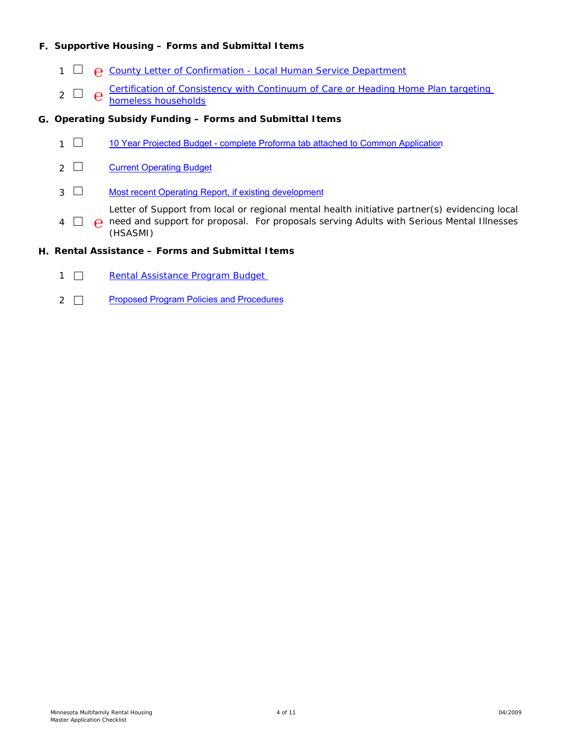### F. Supportive Housing – Forms and Submittal Items

1. ☐ e County Letter of Confirmation - Local Human Service Department
2. ☐ e Certification of Consistency with Continuum of Care or Heading Home Plan targeting homeless households

### G. Operating Subsidy Funding – Forms and Submittal Items

1. ☐ 10 Year Projected Budget - complete Proforma tab attached to Common Application
2. ☐ Current Operating Budget
3. ☐ Most recent Operating Report, if existing development
4. ☐ e Letter of Support from local or regional mental health initiative partner(s) evidencing local need and support for proposal. For proposals serving Adults with Serious Mental Illnesses (HSASMI)

### H. Rental Assistance – Forms and Submittal Items

1. ☐ Rental Assistance Program Budget
2. ☐ Proposed Program Policies and Procedures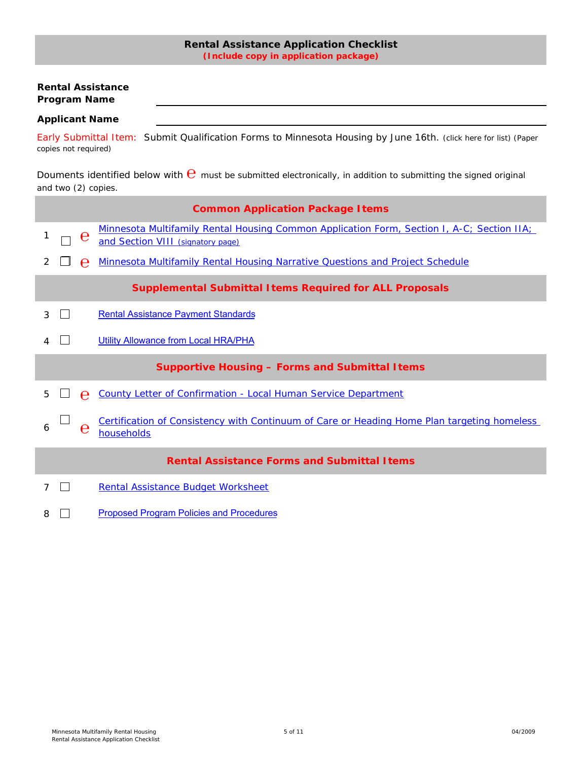## Rental Assistance Application Checklist

**(Include copy in application package)**

**Rental Assistance Program Name** \_\_\_\_\_\_\_\_\_\_\_\_\_\_\_\_\_\_\_\_\_\_\_\_\_\_\_\_\_\_

**Applicant Name** \_\_\_\_\_\_\_\_\_\_\_\_\_\_\_\_\_\_\_\_\_\_\_\_\_\_\_\_\_\_

Early Submittal Item: Submit Qualification Forms to Minnesota Housing by June 16th. (click here for list) (Paper copies not required)

Douments identified below with e must be submitted electronically, in addition to submitting the signed original and two (2) copies.

### Common Application Package Items

| # | ☐ | e | Item |
|---|---|---|---|
| 1 | ☐ | e | Minnesota Multifamily Rental Housing Common Application Form, Section I, A-C; Section IIA; and Section VIII (signatory page) |
| 2 | ☐ | e | Minnesota Multifamily Rental Housing Narrative Questions and Project Schedule |

### Supplemental Submittal Items Required for ALL Proposals

| # | ☐ | e | Item |
|---|---|---|---|
| 3 | ☐ | | Rental Assistance Payment Standards |
| 4 | ☐ | | Utility Allowance from Local HRA/PHA |

### Supportive Housing – Forms and Submittal Items

| # | ☐ | e | Item |
|---|---|---|---|
| 5 | ☐ | e | County Letter of Confirmation - Local Human Service Department |
| 6 | ☐ | e | Certification of Consistency with Continuum of Care or Heading Home Plan targeting homeless households |

### Rental Assistance Forms and Submittal Items

| # | ☐ | e | Item |
|---|---|---|---|
| 7 | ☐ | | Rental Assistance Budget Worksheet |
| 8 | ☐ | | Proposed Program Policies and Procedures |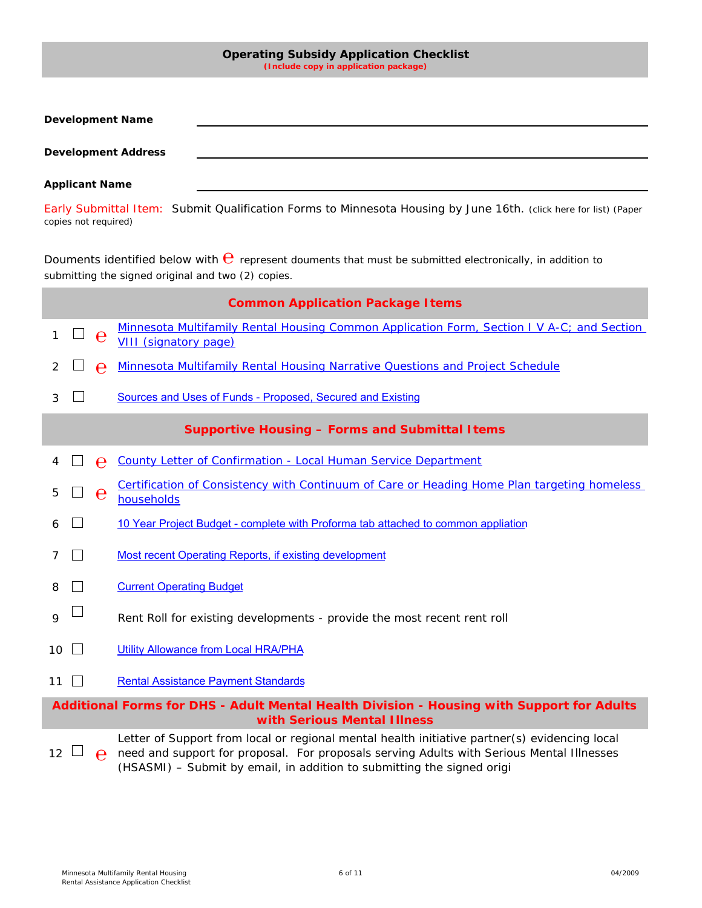## Operating Subsidy Application Checklist

**(Include copy in application package)**

**Development Name** ______________________________

**Development Address** ______________________________

**Applicant Name** ______________________________

Early Submittal Item: Submit Qualification Forms to Minnesota Housing by June 16th. (click here for list) (Paper copies not required)

Douments identified below with e represent douments that must be submitted electronically, in addition to submitting the signed original and two (2) copies.

### Common Application Package Items

| # | ☐ | e | Item |
|---|---|---|---|
| 1 | ☐ | e | Minnesota Multifamily Rental Housing Common Application Form, Section I V A-C; and Section VIII (signatory page) |
| 2 | ☐ | e | Minnesota Multifamily Rental Housing Narrative Questions and Project Schedule |
| 3 | ☐ | | Sources and Uses of Funds - Proposed, Secured and Existing |

### Supportive Housing – Forms and Submittal Items

| # | ☐ | e | Item |
|---|---|---|---|
| 4 | ☐ | e | County Letter of Confirmation - Local Human Service Department |
| 5 | ☐ | e | Certification of Consistency with Continuum of Care or Heading Home Plan targeting homeless households |
| 6 | ☐ | | 10 Year Project Budget - complete with Proforma tab attached to common appliation |
| 7 | ☐ | | Most recent Operating Reports, if existing development |
| 8 | ☐ | | Current Operating Budget |
| 9 | ☐ | | Rent Roll for existing developments - provide the most recent rent roll |
| 10 | ☐ | | Utility Allowance from Local HRA/PHA |
| 11 | ☐ | | Rental Assistance Payment Standards |

### Additional Forms for DHS - Adult Mental Health Division - Housing with Support for Adults with Serious Mental Illness

| # | ☐ | e | Item |
|---|---|---|---|
| 12 | ☐ | e | Letter of Support from local or regional mental health initiative partner(s) evidencing local need and support for proposal. For proposals serving Adults with Serious Mental Illnesses (HSASMI) – Submit by email, in addition to submitting the signed origi |

Minnesota Multifamily Rental Housing
Rental Assistance Application Checklist

04/2009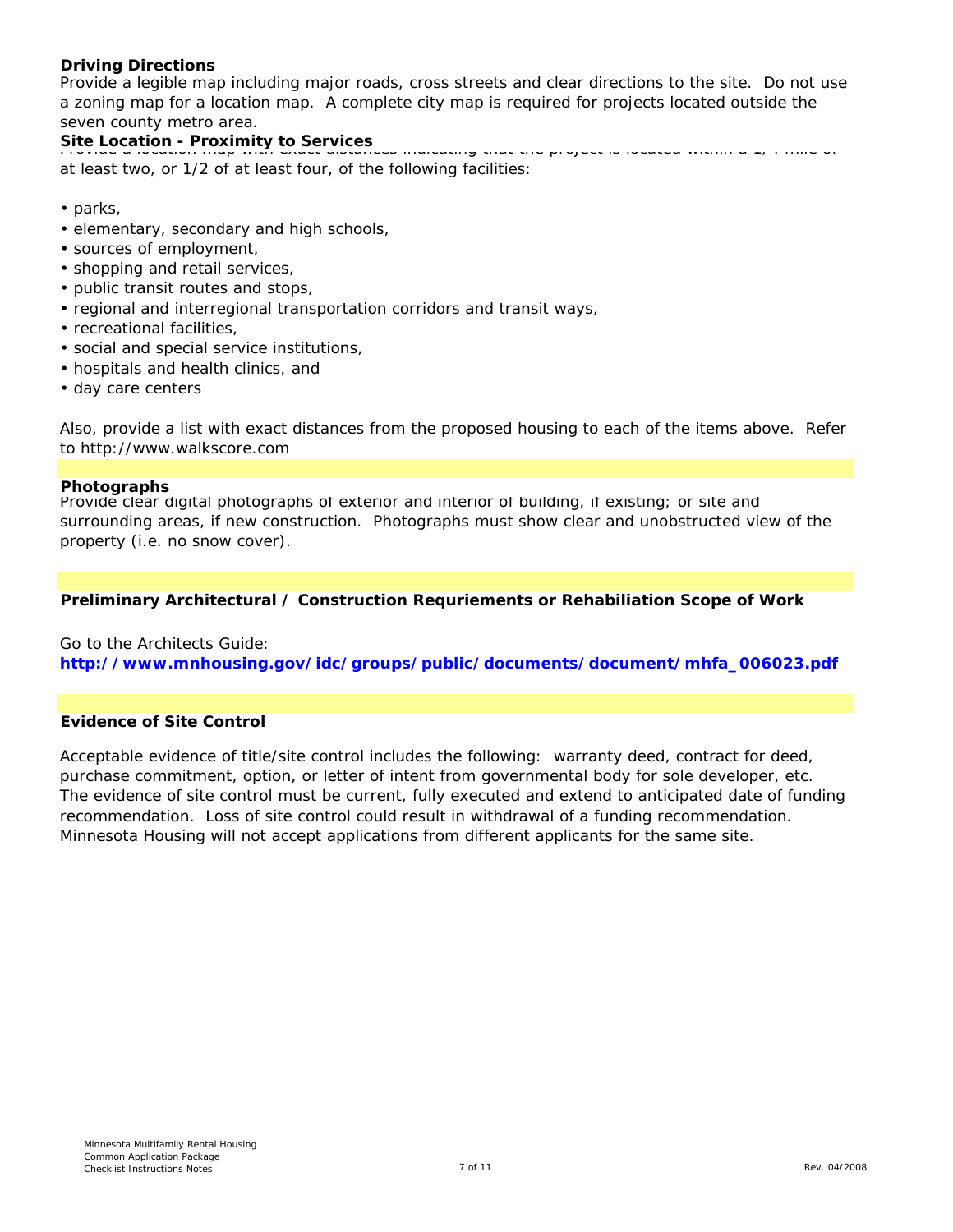**Driving Directions**

Provide a legible map including major roads, cross streets and clear directions to the site. Do not use a zoning map for a location map. A complete city map is required for projects located outside the seven county metro area.

**Site Location - Proximity to Services**

Provide a location map with exact distances indicating that the project is located within a 1/4 mile of at least two, or 1/2 of at least four, of the following facilities:

- parks,
- elementary, secondary and high schools,
- sources of employment,
- shopping and retail services,
- public transit routes and stops,
- regional and interregional transportation corridors and transit ways,
- recreational facilities,
- social and special service institutions,
- hospitals and health clinics, and
- day care centers

Also, provide a list with exact distances from the proposed housing to each of the items above. Refer to http://www.walkscore.com

**Photographs**

Provide clear digital photographs of exterior and interior of building, if existing; or site and surrounding areas, if new construction. Photographs must show clear and unobstructed view of the property (i.e. no snow cover).

**Preliminary Architectural / Construction Requriements or Rehabiliation Scope of Work**

Go to the Architects Guide:
**http://www.mnhousing.gov/idc/groups/public/documents/document/mhfa_006023.pdf**

**Evidence of Site Control**

Acceptable evidence of title/site control includes the following: warranty deed, contract for deed, purchase commitment, option, or letter of intent from governmental body for sole developer, etc. The evidence of site control must be current, fully executed and extend to anticipated date of funding recommendation. Loss of site control could result in withdrawal of a funding recommendation. Minnesota Housing will not accept applications from different applicants for the same site.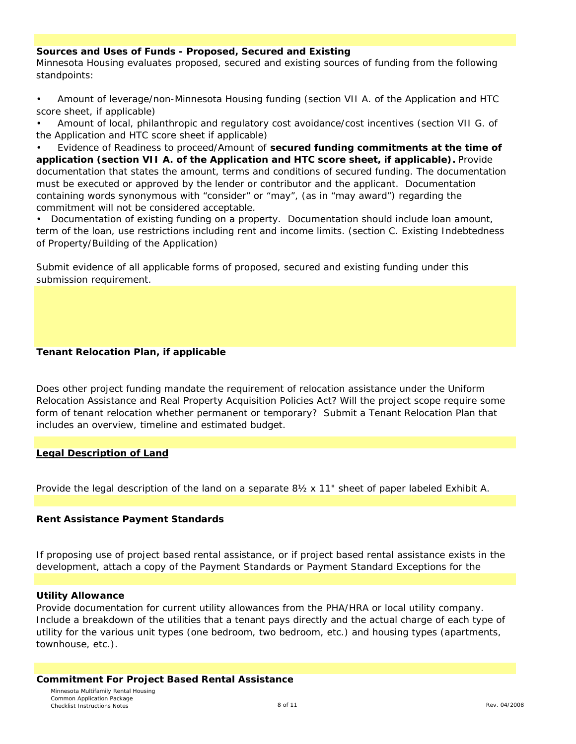### Sources and Uses of Funds - Proposed, Secured and Existing

Minnesota Housing evaluates proposed, secured and existing sources of funding from the following standpoints:

- Amount of leverage/non-Minnesota Housing funding (section VII A. of the Application and HTC score sheet, if applicable)
- Amount of local, philanthropic and regulatory cost avoidance/cost incentives (section VII G. of the Application and HTC score sheet if applicable)
- Evidence of Readiness to proceed/Amount of **secured funding commitments at the time of application (section VII A. of the Application and HTC score sheet, if applicable).** Provide documentation that states the amount, terms and conditions of secured funding. The documentation must be executed or approved by the lender or contributor and the applicant. Documentation containing words synonymous with "consider" or "may", (as in "may award") regarding the commitment will not be considered acceptable.
- Documentation of existing funding on a property. Documentation should include loan amount, term of the loan, use restrictions including rent and income limits. (section C. Existing Indebtedness of Property/Building of the Application)

Submit evidence of all applicable forms of proposed, secured and existing funding under this submission requirement.

### Tenant Relocation Plan, if applicable

Does other project funding mandate the requirement of relocation assistance under the Uniform Relocation Assistance and Real Property Acquisition Policies Act? Will the project scope require some form of tenant relocation whether permanent or temporary? Submit a Tenant Relocation Plan that includes an overview, timeline and estimated budget.

### Legal Description of Land

Provide the legal description of the land on a separate 8½ x 11" sheet of paper labeled Exhibit A.

### Rent Assistance Payment Standards

If proposing use of project based rental assistance, or if project based rental assistance exists in the development, attach a copy of the Payment Standards or Payment Standard Exceptions for the

### Utility Allowance

Provide documentation for current utility allowances from the PHA/HRA or local utility company. Include a breakdown of the utilities that a tenant pays directly and the actual charge of each type of utility for the various unit types (one bedroom, two bedroom, etc.) and housing types (apartments, townhouse, etc.).

### Commitment For Project Based Rental Assistance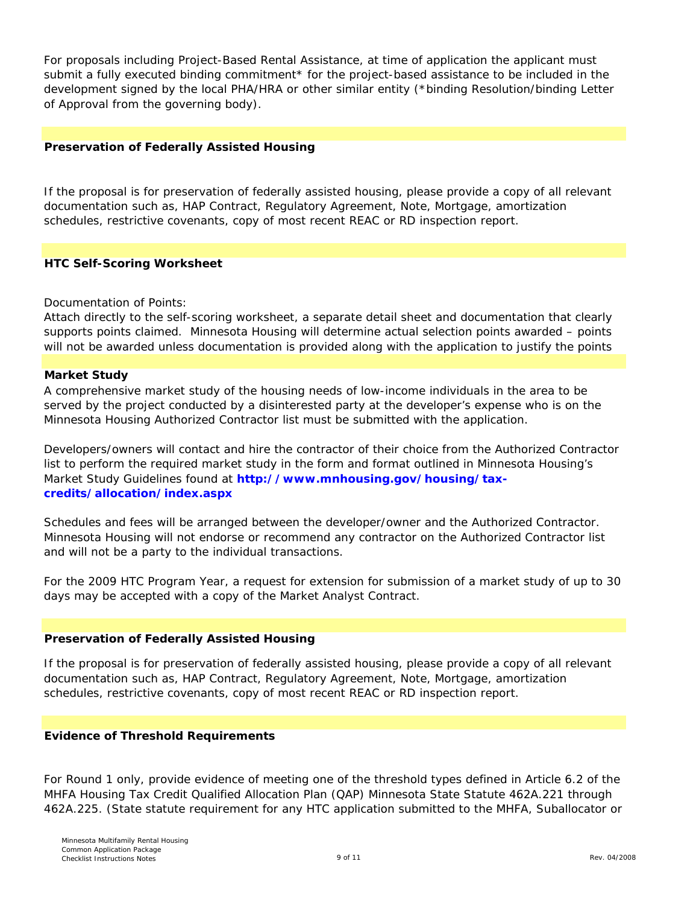For proposals including Project-Based Rental Assistance, at time of application the applicant must submit a fully executed binding commitment* for the project-based assistance to be included in the development signed by the local PHA/HRA or other similar entity (*binding Resolution/binding Letter of Approval from the governing body).

### Preservation of Federally Assisted Housing

If the proposal is for preservation of federally assisted housing, please provide a copy of all relevant documentation such as, HAP Contract, Regulatory Agreement, Note, Mortgage, amortization schedules, restrictive covenants, copy of most recent REAC or RD inspection report.

### HTC Self-Scoring Worksheet

Documentation of Points:
Attach directly to the self-scoring worksheet, a separate detail sheet and documentation that clearly supports points claimed. Minnesota Housing will determine actual selection points awarded – points will not be awarded unless documentation is provided along with the application to justify the points

### Market Study

A comprehensive market study of the housing needs of low-income individuals in the area to be served by the project conducted by a disinterested party at the developer's expense who is on the Minnesota Housing Authorized Contractor list must be submitted with the application.

Developers/owners will contact and hire the contractor of their choice from the Authorized Contractor list to perform the required market study in the form and format outlined in Minnesota Housing's Market Study Guidelines found at **http://www.mnhousing.gov/housing/tax-credits/allocation/index.aspx**

Schedules and fees will be arranged between the developer/owner and the Authorized Contractor. Minnesota Housing will not endorse or recommend any contractor on the Authorized Contractor list and will not be a party to the individual transactions.

For the 2009 HTC Program Year, a request for extension for submission of a market study of up to 30 days may be accepted with a copy of the Market Analyst Contract.

### Preservation of Federally Assisted Housing

If the proposal is for preservation of federally assisted housing, please provide a copy of all relevant documentation such as, HAP Contract, Regulatory Agreement, Note, Mortgage, amortization schedules, restrictive covenants, copy of most recent REAC or RD inspection report.

### Evidence of Threshold Requirements

For Round 1 only, provide evidence of meeting one of the threshold types defined in Article 6.2 of the MHFA Housing Tax Credit Qualified Allocation Plan (QAP) Minnesota State Statute 462A.221 through 462A.225. (State statute requirement for any HTC application submitted to the MHFA, Suballocator or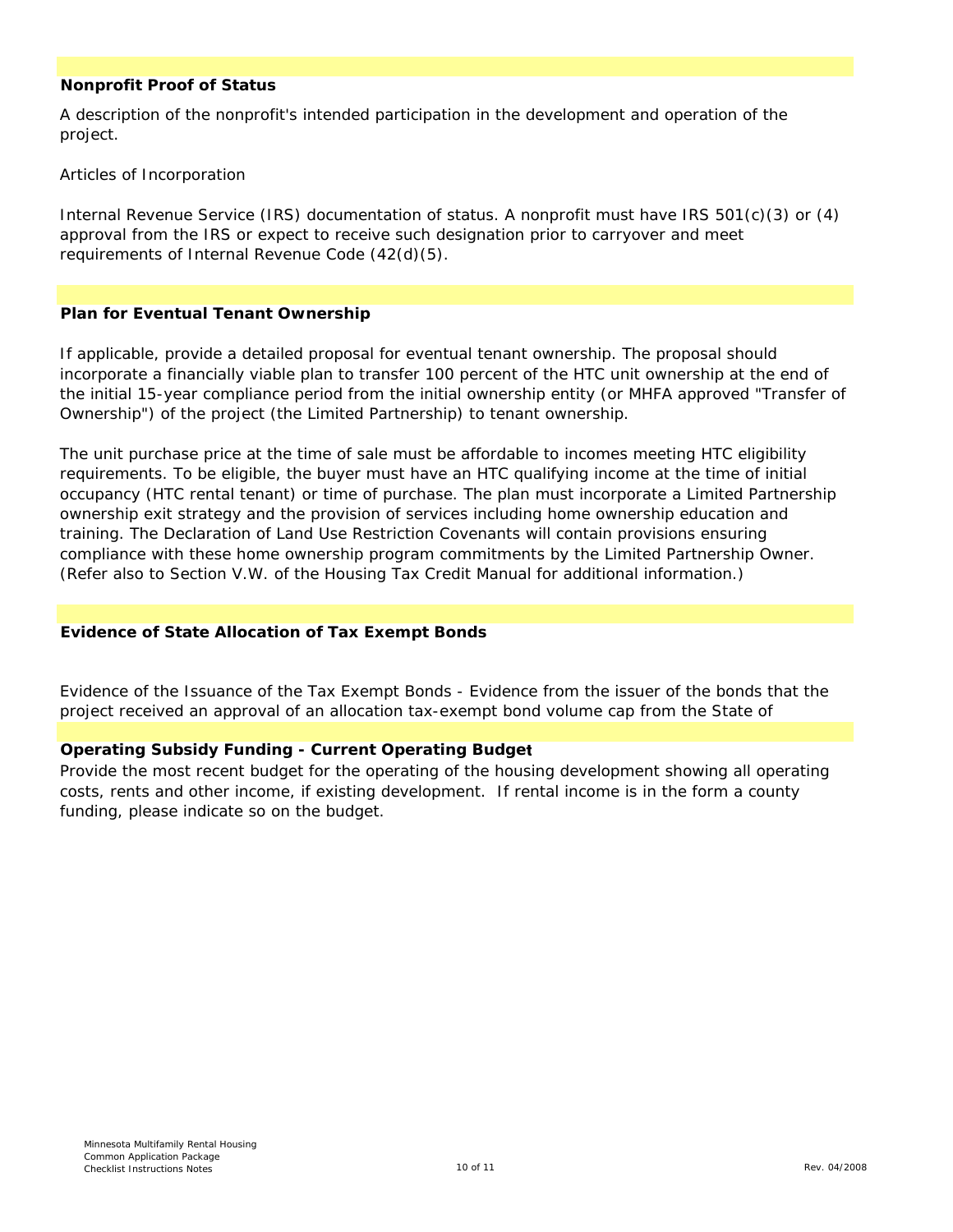### Nonprofit Proof of Status

A description of the nonprofit's intended participation in the development and operation of the project.

Articles of Incorporation

Internal Revenue Service (IRS) documentation of status. A nonprofit must have IRS 501(c)(3) or (4) approval from the IRS or expect to receive such designation prior to carryover and meet requirements of Internal Revenue Code (42(d)(5).

### Plan for Eventual Tenant Ownership

If applicable, provide a detailed proposal for eventual tenant ownership. The proposal should incorporate a financially viable plan to transfer 100 percent of the HTC unit ownership at the end of the initial 15-year compliance period from the initial ownership entity (or MHFA approved "Transfer of Ownership") of the project (the Limited Partnership) to tenant ownership.

The unit purchase price at the time of sale must be affordable to incomes meeting HTC eligibility requirements. To be eligible, the buyer must have an HTC qualifying income at the time of initial occupancy (HTC rental tenant) or time of purchase. The plan must incorporate a Limited Partnership ownership exit strategy and the provision of services including home ownership education and training. The Declaration of Land Use Restriction Covenants will contain provisions ensuring compliance with these home ownership program commitments by the Limited Partnership Owner. (Refer also to Section V.W. of the Housing Tax Credit Manual for additional information.)

### Evidence of State Allocation of Tax Exempt Bonds

Evidence of the Issuance of the Tax Exempt Bonds - Evidence from the issuer of the bonds that the project received an approval of an allocation tax-exempt bond volume cap from the State of

### Operating Subsidy Funding - Current Operating Budget

Provide the most recent budget for the operating of the housing development showing all operating costs, rents and other income, if existing development. If rental income is in the form a county funding, please indicate so on the budget.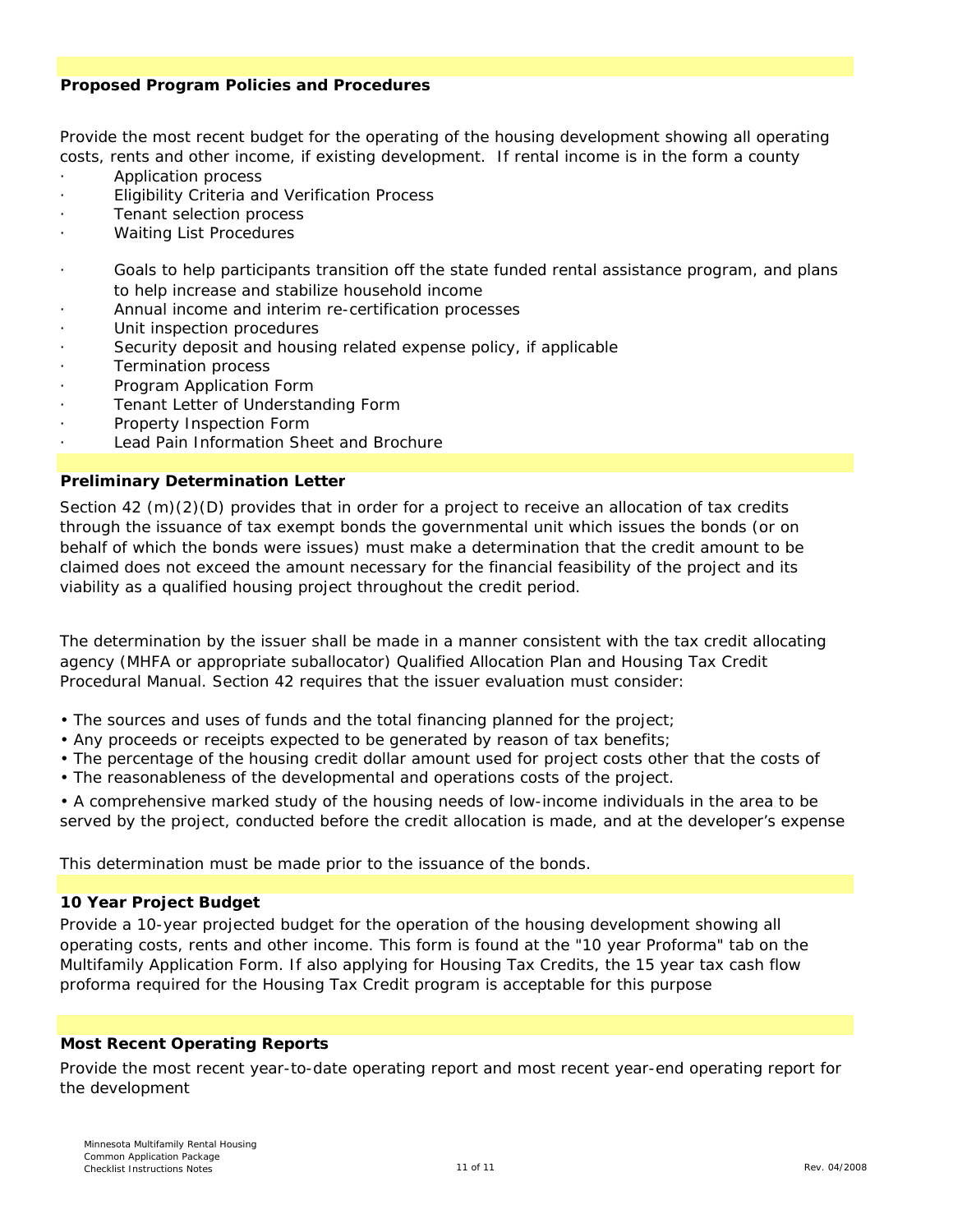**Proposed Program Policies and Procedures**

Provide the most recent budget for the operating of the housing development showing all operating costs, rents and other income, if existing development. If rental income is in the form a county

- Application process
- Eligibility Criteria and Verification Process
- Tenant selection process
- Waiting List Procedures
- Goals to help participants transition off the state funded rental assistance program, and plans to help increase and stabilize household income
- Annual income and interim re-certification processes
- Unit inspection procedures
- Security deposit and housing related expense policy, if applicable
- Termination process
- Program Application Form
- Tenant Letter of Understanding Form
- Property Inspection Form
- Lead Pain Information Sheet and Brochure

**Preliminary Determination Letter**

Section 42 (m)(2)(D) provides that in order for a project to receive an allocation of tax credits through the issuance of tax exempt bonds the governmental unit which issues the bonds (or on behalf of which the bonds were issues) must make a determination that the credit amount to be claimed does not exceed the amount necessary for the financial feasibility of the project and its viability as a qualified housing project throughout the credit period.

The determination by the issuer shall be made in a manner consistent with the tax credit allocating agency (MHFA or appropriate suballocator) Qualified Allocation Plan and Housing Tax Credit Procedural Manual. Section 42 requires that the issuer evaluation must consider:

- The sources and uses of funds and the total financing planned for the project;
- Any proceeds or receipts expected to be generated by reason of tax benefits;
- The percentage of the housing credit dollar amount used for project costs other that the costs of
- The reasonableness of the developmental and operations costs of the project.
- A comprehensive marked study of the housing needs of low-income individuals in the area to be served by the project, conducted before the credit allocation is made, and at the developer's expense

This determination must be made prior to the issuance of the bonds.

**10 Year Project Budget**

Provide a 10-year projected budget for the operation of the housing development showing all operating costs, rents and other income. This form is found at the "10 year Proforma" tab on the Multifamily Application Form. If also applying for Housing Tax Credits, the 15 year tax cash flow proforma required for the Housing Tax Credit program is acceptable for this purpose

**Most Recent Operating Reports**

Provide the most recent year-to-date operating report and most recent year-end operating report for the development